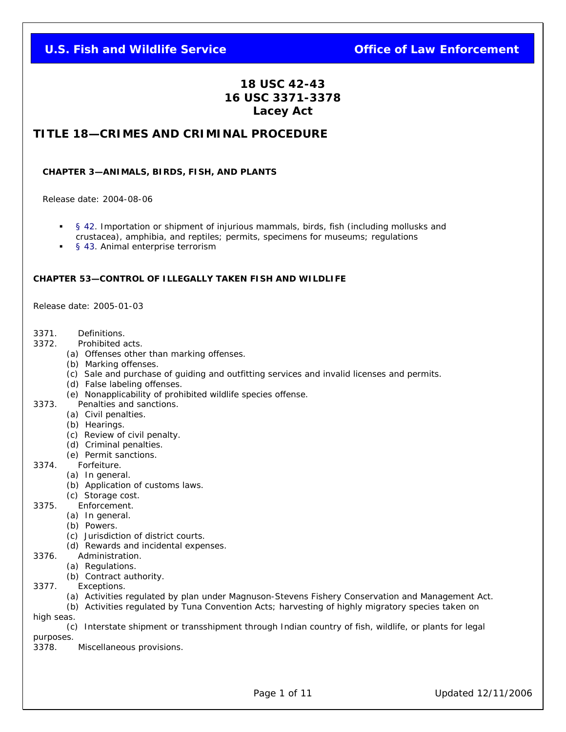# 18 USC 42-43
# 16 USC 3371-3378
# Lacey Act

## TITLE 18—CRIMES AND CRIMINAL PROCEDURE

### CHAPTER 3—ANIMALS, BIRDS, FISH, AND PLANTS

Release date: 2004-08-06

- § 42. Importation or shipment of injurious mammals, birds, fish (including mollusks and crustacea), amphibia, and reptiles; permits, specimens for museums; regulations
- § 43. Animal enterprise terrorism

### CHAPTER 53—CONTROL OF ILLEGALLY TAKEN FISH AND WILDLIFE

Release date: 2005-01-03

3371. Definitions.
3372. Prohibited acts.
    - (a) Offenses other than marking offenses.
    - (b) Marking offenses.
    - (c) Sale and purchase of guiding and outfitting services and invalid licenses and permits.
    - (d) False labeling offenses.
    - (e) Nonapplicability of prohibited wildlife species offense.
3373. Penalties and sanctions.
    - (a) Civil penalties.
    - (b) Hearings.
    - (c) Review of civil penalty.
    - (d) Criminal penalties.
    - (e) Permit sanctions.
3374. Forfeiture.
    - (a) In general.
    - (b) Application of customs laws.
    - (c) Storage cost.
3375. Enforcement.
    - (a) In general.
    - (b) Powers.
    - (c) Jurisdiction of district courts.
    - (d) Rewards and incidental expenses.
3376. Administration.
    - (a) Regulations.
    - (b) Contract authority.
3377. Exceptions.
    - (a) Activities regulated by plan under Magnuson-Stevens Fishery Conservation and Management Act.
    - (b) Activities regulated by Tuna Convention Acts; harvesting of highly migratory species taken on high seas.
    - (c) Interstate shipment or transshipment through Indian country of fish, wildlife, or plants for legal purposes.
3378. Miscellaneous provisions.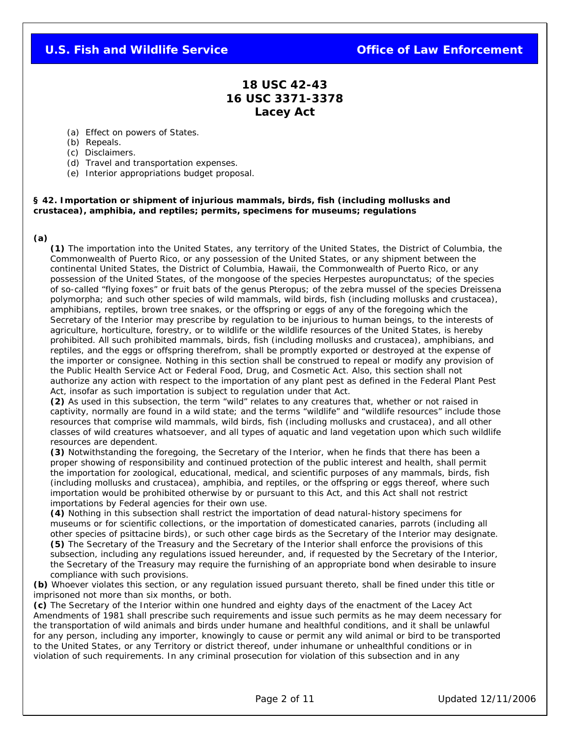# 18 USC 42-43
# 16 USC 3371-3378
# Lacey Act

(a) Effect on powers of States.
(b) Repeals.
(c) Disclaimers.
(d) Travel and transportation expenses.
(e) Interior appropriations budget proposal.

**§ 42. Importation or shipment of injurious mammals, birds, fish (including mollusks and crustacea), amphibia, and reptiles; permits, specimens for museums; regulations**

**(a)**

**(1)** The importation into the United States, any territory of the United States, the District of Columbia, the Commonwealth of Puerto Rico, or any possession of the United States, or any shipment between the continental United States, the District of Columbia, Hawaii, the Commonwealth of Puerto Rico, or any possession of the United States, of the mongoose of the species Herpestes auropunctatus; of the species of so-called "flying foxes" or fruit bats of the genus Pteropus; of the zebra mussel of the species Dreissena polymorpha; and such other species of wild mammals, wild birds, fish (including mollusks and crustacea), amphibians, reptiles, brown tree snakes, or the offspring or eggs of any of the foregoing which the Secretary of the Interior may prescribe by regulation to be injurious to human beings, to the interests of agriculture, horticulture, forestry, or to wildlife or the wildlife resources of the United States, is hereby prohibited. All such prohibited mammals, birds, fish (including mollusks and crustacea), amphibians, and reptiles, and the eggs or offspring therefrom, shall be promptly exported or destroyed at the expense of the importer or consignee. Nothing in this section shall be construed to repeal or modify any provision of the Public Health Service Act or Federal Food, Drug, and Cosmetic Act. Also, this section shall not authorize any action with respect to the importation of any plant pest as defined in the Federal Plant Pest Act, insofar as such importation is subject to regulation under that Act.

**(2)** As used in this subsection, the term "wild" relates to any creatures that, whether or not raised in captivity, normally are found in a wild state; and the terms "wildlife" and "wildlife resources" include those resources that comprise wild mammals, wild birds, fish (including mollusks and crustacea), and all other classes of wild creatures whatsoever, and all types of aquatic and land vegetation upon which such wildlife resources are dependent.

**(3)** Notwithstanding the foregoing, the Secretary of the Interior, when he finds that there has been a proper showing of responsibility and continued protection of the public interest and health, shall permit the importation for zoological, educational, medical, and scientific purposes of any mammals, birds, fish (including mollusks and crustacea), amphibia, and reptiles, or the offspring or eggs thereof, where such importation would be prohibited otherwise by or pursuant to this Act, and this Act shall not restrict importations by Federal agencies for their own use.

**(4)** Nothing in this subsection shall restrict the importation of dead natural-history specimens for museums or for scientific collections, or the importation of domesticated canaries, parrots (including all other species of psittacine birds), or such other cage birds as the Secretary of the Interior may designate.

**(5)** The Secretary of the Treasury and the Secretary of the Interior shall enforce the provisions of this subsection, including any regulations issued hereunder, and, if requested by the Secretary of the Interior, the Secretary of the Treasury may require the furnishing of an appropriate bond when desirable to insure compliance with such provisions.

**(b)** Whoever violates this section, or any regulation issued pursuant thereto, shall be fined under this title or imprisoned not more than six months, or both.

**(c)** The Secretary of the Interior within one hundred and eighty days of the enactment of the Lacey Act Amendments of 1981 shall prescribe such requirements and issue such permits as he may deem necessary for the transportation of wild animals and birds under humane and healthful conditions, and it shall be unlawful for any person, including any importer, knowingly to cause or permit any wild animal or bird to be transported to the United States, or any Territory or district thereof, under inhumane or unhealthful conditions or in violation of such requirements. In any criminal prosecution for violation of this subsection and in any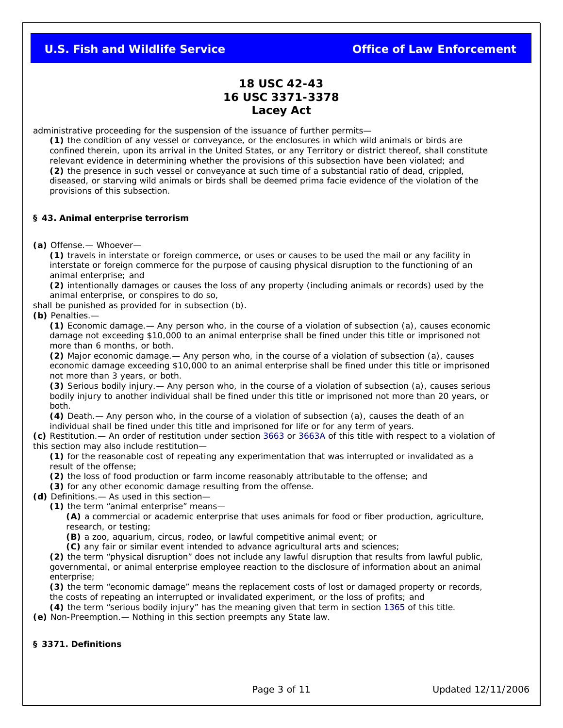administrative proceeding for the suspension of the issuance of further permits—

**(1)** the condition of any vessel or conveyance, or the enclosures in which wild animals or birds are confined therein, upon its arrival in the United States, or any Territory or district thereof, shall constitute relevant evidence in determining whether the provisions of this subsection have been violated; and

**(2)** the presence in such vessel or conveyance at such time of a substantial ratio of dead, crippled, diseased, or starving wild animals or birds shall be deemed prima facie evidence of the violation of the provisions of this subsection.

### § 43. Animal enterprise terrorism

**(a)** Offense.— Whoever—

**(1)** travels in interstate or foreign commerce, or uses or causes to be used the mail or any facility in interstate or foreign commerce for the purpose of causing physical disruption to the functioning of an animal enterprise; and

**(2)** intentionally damages or causes the loss of any property (including animals or records) used by the animal enterprise, or conspires to do so,

shall be punished as provided for in subsection (b).

**(b)** Penalties.—

**(1)** Economic damage.— Any person who, in the course of a violation of subsection (a), causes economic damage not exceeding $10,000 to an animal enterprise shall be fined under this title or imprisoned not more than 6 months, or both.

**(2)** Major economic damage.— Any person who, in the course of a violation of subsection (a), causes economic damage exceeding $10,000 to an animal enterprise shall be fined under this title or imprisoned not more than 3 years, or both.

**(3)** Serious bodily injury.— Any person who, in the course of a violation of subsection (a), causes serious bodily injury to another individual shall be fined under this title or imprisoned not more than 20 years, or both.

**(4)** Death.— Any person who, in the course of a violation of subsection (a), causes the death of an individual shall be fined under this title and imprisoned for life or for any term of years.

**(c)** Restitution.— An order of restitution under section 3663 or 3663A of this title with respect to a violation of this section may also include restitution—

**(1)** for the reasonable cost of repeating any experimentation that was interrupted or invalidated as a result of the offense;

**(2)** the loss of food production or farm income reasonably attributable to the offense; and

**(3)** for any other economic damage resulting from the offense.

**(d)** Definitions.— As used in this section—

**(1)** the term "animal enterprise" means—

**(A)** a commercial or academic enterprise that uses animals for food or fiber production, agriculture, research, or testing;

**(B)** a zoo, aquarium, circus, rodeo, or lawful competitive animal event; or

**(C)** any fair or similar event intended to advance agricultural arts and sciences;

**(2)** the term "physical disruption" does not include any lawful disruption that results from lawful public, governmental, or animal enterprise employee reaction to the disclosure of information about an animal enterprise;

**(3)** the term "economic damage" means the replacement costs of lost or damaged property or records, the costs of repeating an interrupted or invalidated experiment, or the loss of profits; and

**(4)** the term "serious bodily injury" has the meaning given that term in section 1365 of this title.

**(e)** Non-Preemption.— Nothing in this section preempts any State law.

### § 3371. Definitions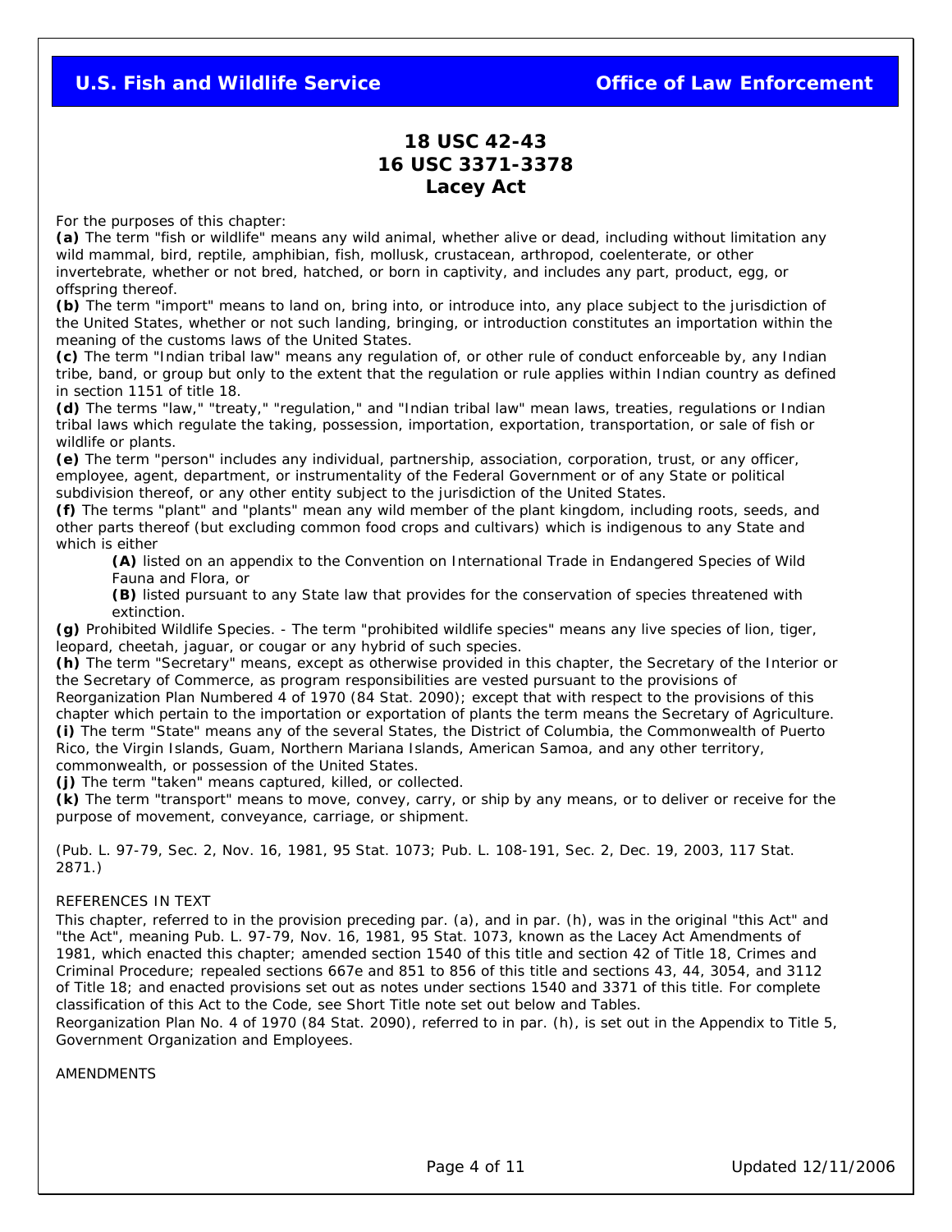# 18 USC 42-43
# 16 USC 3371-3378
# Lacey Act

For the purposes of this chapter:

**(a)** The term "fish or wildlife" means any wild animal, whether alive or dead, including without limitation any wild mammal, bird, reptile, amphibian, fish, mollusk, crustacean, arthropod, coelenterate, or other invertebrate, whether or not bred, hatched, or born in captivity, and includes any part, product, egg, or offspring thereof.

**(b)** The term "import" means to land on, bring into, or introduce into, any place subject to the jurisdiction of the United States, whether or not such landing, bringing, or introduction constitutes an importation within the meaning of the customs laws of the United States.

**(c)** The term "Indian tribal law" means any regulation of, or other rule of conduct enforceable by, any Indian tribe, band, or group but only to the extent that the regulation or rule applies within Indian country as defined in section 1151 of title 18.

**(d)** The terms "law," "treaty," "regulation," and "Indian tribal law" mean laws, treaties, regulations or Indian tribal laws which regulate the taking, possession, importation, exportation, transportation, or sale of fish or wildlife or plants.

**(e)** The term "person" includes any individual, partnership, association, corporation, trust, or any officer, employee, agent, department, or instrumentality of the Federal Government or of any State or political subdivision thereof, or any other entity subject to the jurisdiction of the United States.

**(f)** The terms "plant" and "plants" mean any wild member of the plant kingdom, including roots, seeds, and other parts thereof (but excluding common food crops and cultivars) which is indigenous to any State and which is either

> **(A)** listed on an appendix to the Convention on International Trade in Endangered Species of Wild Fauna and Flora, or
>
> **(B)** listed pursuant to any State law that provides for the conservation of species threatened with extinction.

**(g)** Prohibited Wildlife Species. - The term "prohibited wildlife species" means any live species of lion, tiger, leopard, cheetah, jaguar, or cougar or any hybrid of such species.

**(h)** The term "Secretary" means, except as otherwise provided in this chapter, the Secretary of the Interior or the Secretary of Commerce, as program responsibilities are vested pursuant to the provisions of Reorganization Plan Numbered 4 of 1970 (84 Stat. 2090); except that with respect to the provisions of this chapter which pertain to the importation or exportation of plants the term means the Secretary of Agriculture.

**(i)** The term "State" means any of the several States, the District of Columbia, the Commonwealth of Puerto Rico, the Virgin Islands, Guam, Northern Mariana Islands, American Samoa, and any other territory, commonwealth, or possession of the United States.

**(j)** The term "taken" means captured, killed, or collected.

**(k)** The term "transport" means to move, convey, carry, or ship by any means, or to deliver or receive for the purpose of movement, conveyance, carriage, or shipment.

(Pub. L. 97-79, Sec. 2, Nov. 16, 1981, 95 Stat. 1073; Pub. L. 108-191, Sec. 2, Dec. 19, 2003, 117 Stat. 2871.)

REFERENCES IN TEXT

This chapter, referred to in the provision preceding par. (a), and in par. (h), was in the original "this Act" and "the Act", meaning Pub. L. 97-79, Nov. 16, 1981, 95 Stat. 1073, known as the Lacey Act Amendments of 1981, which enacted this chapter; amended section 1540 of this title and section 42 of Title 18, Crimes and Criminal Procedure; repealed sections 667e and 851 to 856 of this title and sections 43, 44, 3054, and 3112 of Title 18; and enacted provisions set out as notes under sections 1540 and 3371 of this title. For complete classification of this Act to the Code, see Short Title note set out below and Tables.

Reorganization Plan No. 4 of 1970 (84 Stat. 2090), referred to in par. (h), is set out in the Appendix to Title 5, Government Organization and Employees.

AMENDMENTS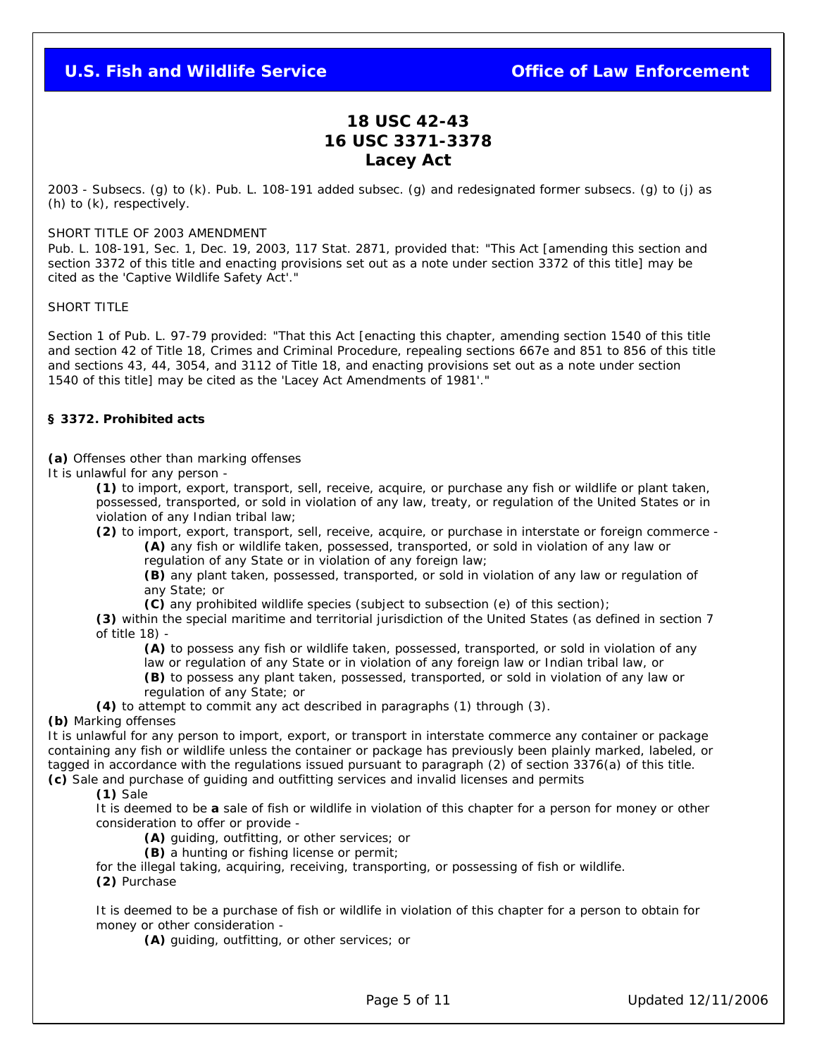2003 - Subsecs. (g) to (k). Pub. L. 108-191 added subsec. (g) and redesignated former subsecs. (g) to (j) as (h) to (k), respectively.

SHORT TITLE OF 2003 AMENDMENT

Pub. L. 108-191, Sec. 1, Dec. 19, 2003, 117 Stat. 2871, provided that: "This Act [amending this section and section 3372 of this title and enacting provisions set out as a note under section 3372 of this title] may be cited as the 'Captive Wildlife Safety Act'."

SHORT TITLE

Section 1 of Pub. L. 97-79 provided: "That this Act [enacting this chapter, amending section 1540 of this title and section 42 of Title 18, Crimes and Criminal Procedure, repealing sections 667e and 851 to 856 of this title and sections 43, 44, 3054, and 3112 of Title 18, and enacting provisions set out as a note under section 1540 of this title] may be cited as the 'Lacey Act Amendments of 1981'."

**§ 3372. Prohibited acts**

**(a)** Offenses other than marking offenses

It is unlawful for any person -

- **(1)** to import, export, transport, sell, receive, acquire, or purchase any fish or wildlife or plant taken, possessed, transported, or sold in violation of any law, treaty, or regulation of the United States or in violation of any Indian tribal law;
- **(2)** to import, export, transport, sell, receive, acquire, or purchase in interstate or foreign commerce -
  - **(A)** any fish or wildlife taken, possessed, transported, or sold in violation of any law or regulation of any State or in violation of any foreign law;
  - **(B)** any plant taken, possessed, transported, or sold in violation of any law or regulation of any State; or
  - **(C)** any prohibited wildlife species (subject to subsection (e) of this section);
- **(3)** within the special maritime and territorial jurisdiction of the United States (as defined in section 7 of title 18) -
  - **(A)** to possess any fish or wildlife taken, possessed, transported, or sold in violation of any law or regulation of any State or in violation of any foreign law or Indian tribal law, or
  - **(B)** to possess any plant taken, possessed, transported, or sold in violation of any law or regulation of any State; or
- **(4)** to attempt to commit any act described in paragraphs (1) through (3).

**(b)** Marking offenses

It is unlawful for any person to import, export, or transport in interstate commerce any container or package containing any fish or wildlife unless the container or package has previously been plainly marked, labeled, or tagged in accordance with the regulations issued pursuant to paragraph (2) of section 3376(a) of this title.

**(c)** Sale and purchase of guiding and outfitting services and invalid licenses and permits

**(1)** Sale

It is deemed to be **a** sale of fish or wildlife in violation of this chapter for a person for money or other consideration to offer or provide -

- **(A)** guiding, outfitting, or other services; or
- **(B)** a hunting or fishing license or permit;

for the illegal taking, acquiring, receiving, transporting, or possessing of fish or wildlife.

**(2)** Purchase

It is deemed to be a purchase of fish or wildlife in violation of this chapter for a person to obtain for money or other consideration -

- **(A)** guiding, outfitting, or other services; or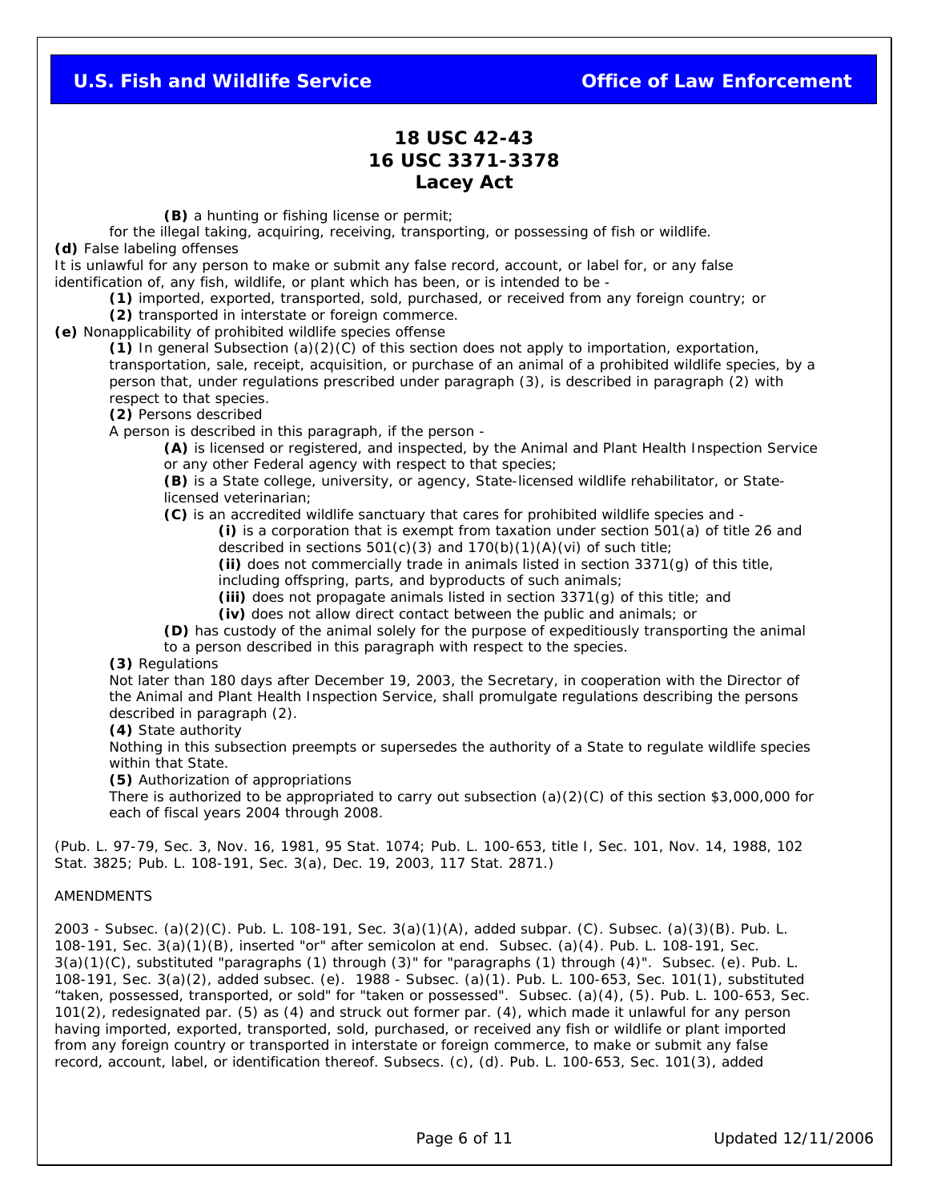**(B)** a hunting or fishing license or permit;

for the illegal taking, acquiring, receiving, transporting, or possessing of fish or wildlife.

**(d)** False labeling offenses

It is unlawful for any person to make or submit any false record, account, or label for, or any false identification of, any fish, wildlife, or plant which has been, or is intended to be -

**(1)** imported, exported, transported, sold, purchased, or received from any foreign country; or

**(2)** transported in interstate or foreign commerce.

**(e)** Nonapplicability of prohibited wildlife species offense

**(1)** In general Subsection (a)(2)(C) of this section does not apply to importation, exportation, transportation, sale, receipt, acquisition, or purchase of an animal of a prohibited wildlife species, by a person that, under regulations prescribed under paragraph (3), is described in paragraph (2) with respect to that species.

**(2)** Persons described

A person is described in this paragraph, if the person -

**(A)** is licensed or registered, and inspected, by the Animal and Plant Health Inspection Service or any other Federal agency with respect to that species;

**(B)** is a State college, university, or agency, State-licensed wildlife rehabilitator, or State-licensed veterinarian;

**(C)** is an accredited wildlife sanctuary that cares for prohibited wildlife species and -

**(i)** is a corporation that is exempt from taxation under section 501(a) of title 26 and described in sections 501(c)(3) and 170(b)(1)(A)(vi) of such title;

**(ii)** does not commercially trade in animals listed in section 3371(g) of this title, including offspring, parts, and byproducts of such animals;

**(iii)** does not propagate animals listed in section 3371(g) of this title; and

**(iv)** does not allow direct contact between the public and animals; or

**(D)** has custody of the animal solely for the purpose of expeditiously transporting the animal to a person described in this paragraph with respect to the species.

**(3)** Regulations

Not later than 180 days after December 19, 2003, the Secretary, in cooperation with the Director of the Animal and Plant Health Inspection Service, shall promulgate regulations describing the persons described in paragraph (2).

**(4)** State authority

Nothing in this subsection preempts or supersedes the authority of a State to regulate wildlife species within that State.

**(5)** Authorization of appropriations

There is authorized to be appropriated to carry out subsection (a)(2)(C) of this section $3,000,000 for each of fiscal years 2004 through 2008.

(Pub. L. 97-79, Sec. 3, Nov. 16, 1981, 95 Stat. 1074; Pub. L. 100-653, title I, Sec. 101, Nov. 14, 1988, 102 Stat. 3825; Pub. L. 108-191, Sec. 3(a), Dec. 19, 2003, 117 Stat. 2871.)

AMENDMENTS

2003 - Subsec. (a)(2)(C). Pub. L. 108-191, Sec. 3(a)(1)(A), added subpar. (C). Subsec. (a)(3)(B). Pub. L. 108-191, Sec. 3(a)(1)(B), inserted "or" after semicolon at end. Subsec. (a)(4). Pub. L. 108-191, Sec. 3(a)(1)(C), substituted "paragraphs (1) through (3)" for "paragraphs (1) through (4)". Subsec. (e). Pub. L. 108-191, Sec. 3(a)(2), added subsec. (e). 1988 - Subsec. (a)(1). Pub. L. 100-653, Sec. 101(1), substituted "taken, possessed, transported, or sold" for "taken or possessed". Subsec. (a)(4), (5). Pub. L. 100-653, Sec. 101(2), redesignated par. (5) as (4) and struck out former par. (4), which made it unlawful for any person having imported, exported, transported, sold, purchased, or received any fish or wildlife or plant imported from any foreign country or transported in interstate or foreign commerce, to make or submit any false record, account, label, or identification thereof. Subsecs. (c), (d). Pub. L. 100-653, Sec. 101(3), added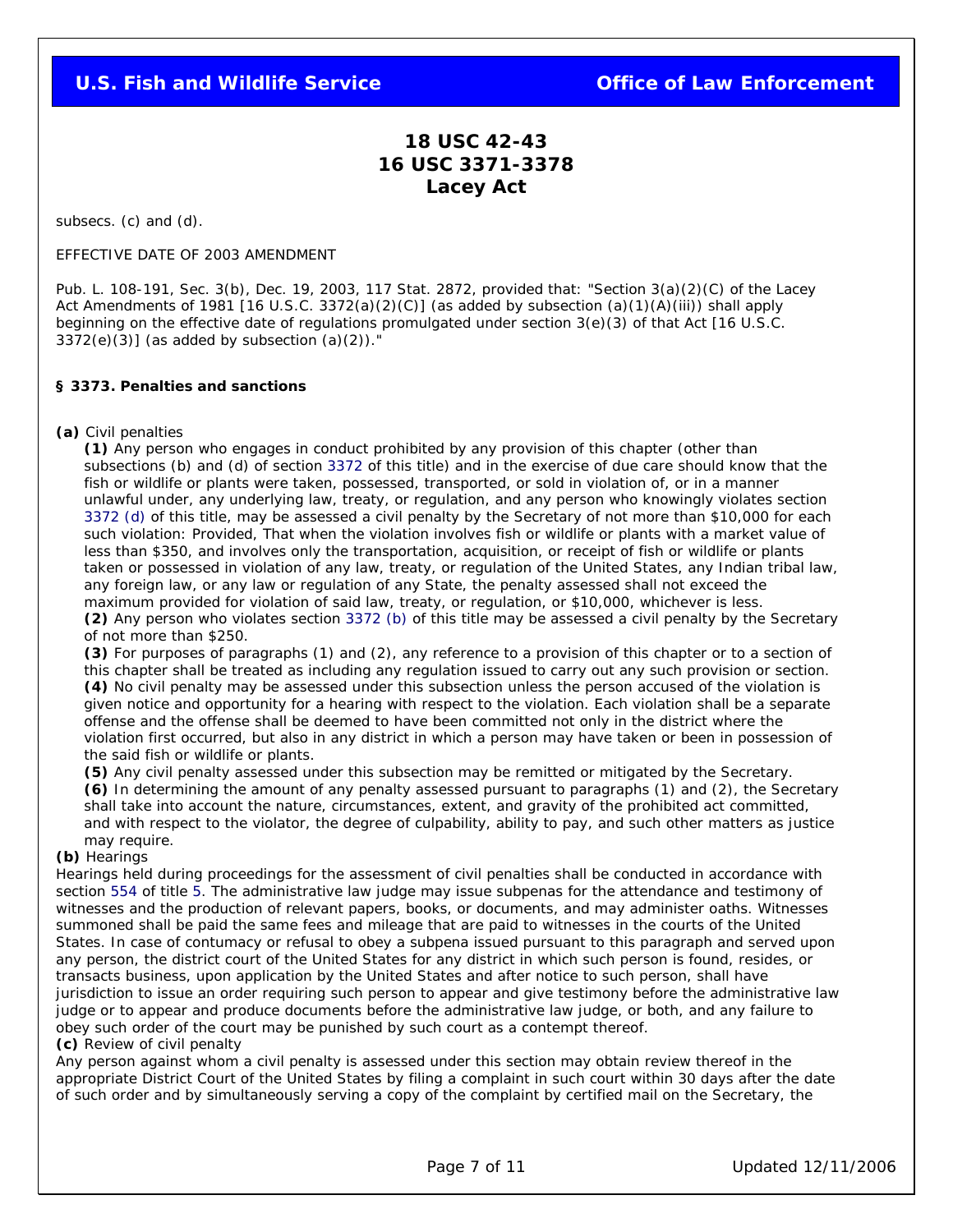subsecs. (c) and (d).

EFFECTIVE DATE OF 2003 AMENDMENT

Pub. L. 108-191, Sec. 3(b), Dec. 19, 2003, 117 Stat. 2872, provided that: "Section 3(a)(2)(C) of the Lacey Act Amendments of 1981 [16 U.S.C. 3372(a)(2)(C)] (as added by subsection (a)(1)(A)(iii)) shall apply beginning on the effective date of regulations promulgated under section 3(e)(3) of that Act [16 U.S.C. 3372(e)(3)] (as added by subsection (a)(2))."

**§ 3373. Penalties and sanctions**

**(a)** Civil penalties

**(1)** Any person who engages in conduct prohibited by any provision of this chapter (other than subsections (b) and (d) of section 3372 of this title) and in the exercise of due care should know that the fish or wildlife or plants were taken, possessed, transported, or sold in violation of, or in a manner unlawful under, any underlying law, treaty, or regulation, and any person who knowingly violates section 3372 (d) of this title, may be assessed a civil penalty by the Secretary of not more than $10,000 for each such violation: Provided, That when the violation involves fish or wildlife or plants with a market value of less than $350, and involves only the transportation, acquisition, or receipt of fish or wildlife or plants taken or possessed in violation of any law, treaty, or regulation of the United States, any Indian tribal law, any foreign law, or any law or regulation of any State, the penalty assessed shall not exceed the maximum provided for violation of said law, treaty, or regulation, or $10,000, whichever is less.

**(2)** Any person who violates section 3372 (b) of this title may be assessed a civil penalty by the Secretary of not more than $250.

**(3)** For purposes of paragraphs (1) and (2), any reference to a provision of this chapter or to a section of this chapter shall be treated as including any regulation issued to carry out any such provision or section.

**(4)** No civil penalty may be assessed under this subsection unless the person accused of the violation is given notice and opportunity for a hearing with respect to the violation. Each violation shall be a separate offense and the offense shall be deemed to have been committed not only in the district where the violation first occurred, but also in any district in which a person may have taken or been in possession of the said fish or wildlife or plants.

**(5)** Any civil penalty assessed under this subsection may be remitted or mitigated by the Secretary.

**(6)** In determining the amount of any penalty assessed pursuant to paragraphs (1) and (2), the Secretary shall take into account the nature, circumstances, extent, and gravity of the prohibited act committed, and with respect to the violator, the degree of culpability, ability to pay, and such other matters as justice may require.

**(b)** Hearings

Hearings held during proceedings for the assessment of civil penalties shall be conducted in accordance with section 554 of title 5. The administrative law judge may issue subpenas for the attendance and testimony of witnesses and the production of relevant papers, books, or documents, and may administer oaths. Witnesses summoned shall be paid the same fees and mileage that are paid to witnesses in the courts of the United States. In case of contumacy or refusal to obey a subpena issued pursuant to this paragraph and served upon any person, the district court of the United States for any district in which such person is found, resides, or transacts business, upon application by the United States and after notice to such person, shall have jurisdiction to issue an order requiring such person to appear and give testimony before the administrative law judge or to appear and produce documents before the administrative law judge, or both, and any failure to obey such order of the court may be punished by such court as a contempt thereof.

**(c)** Review of civil penalty

Any person against whom a civil penalty is assessed under this section may obtain review thereof in the appropriate District Court of the United States by filing a complaint in such court within 30 days after the date of such order and by simultaneously serving a copy of the complaint by certified mail on the Secretary, the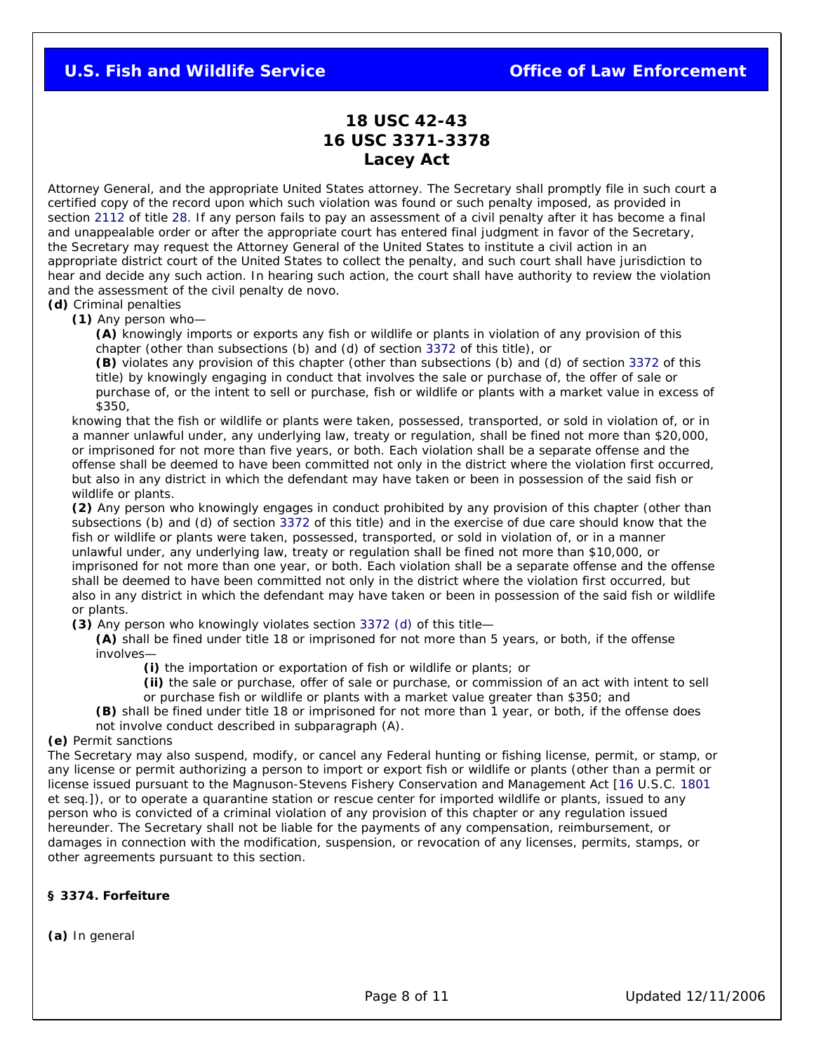Attorney General, and the appropriate United States attorney. The Secretary shall promptly file in such court a certified copy of the record upon which such violation was found or such penalty imposed, as provided in section 2112 of title 28. If any person fails to pay an assessment of a civil penalty after it has become a final and unappealable order or after the appropriate court has entered final judgment in favor of the Secretary, the Secretary may request the Attorney General of the United States to institute a civil action in an appropriate district court of the United States to collect the penalty, and such court shall have jurisdiction to hear and decide any such action. In hearing such action, the court shall have authority to review the violation and the assessment of the civil penalty de novo.

**(d)** Criminal penalties

**(1)** Any person who—

**(A)** knowingly imports or exports any fish or wildlife or plants in violation of any provision of this chapter (other than subsections (b) and (d) of section 3372 of this title), or

**(B)** violates any provision of this chapter (other than subsections (b) and (d) of section 3372 of this title) by knowingly engaging in conduct that involves the sale or purchase of, the offer of sale or purchase of, or the intent to sell or purchase, fish or wildlife or plants with a market value in excess of $350,

knowing that the fish or wildlife or plants were taken, possessed, transported, or sold in violation of, or in a manner unlawful under, any underlying law, treaty or regulation, shall be fined not more than $20,000, or imprisoned for not more than five years, or both. Each violation shall be a separate offense and the offense shall be deemed to have been committed not only in the district where the violation first occurred, but also in any district in which the defendant may have taken or been in possession of the said fish or wildlife or plants.

**(2)** Any person who knowingly engages in conduct prohibited by any provision of this chapter (other than subsections (b) and (d) of section 3372 of this title) and in the exercise of due care should know that the fish or wildlife or plants were taken, possessed, transported, or sold in violation of, or in a manner unlawful under, any underlying law, treaty or regulation shall be fined not more than $10,000, or imprisoned for not more than one year, or both. Each violation shall be a separate offense and the offense shall be deemed to have been committed not only in the district where the violation first occurred, but also in any district in which the defendant may have taken or been in possession of the said fish or wildlife or plants.

**(3)** Any person who knowingly violates section 3372 (d) of this title—

**(A)** shall be fined under title 18 or imprisoned for not more than 5 years, or both, if the offense involves—

**(i)** the importation or exportation of fish or wildlife or plants; or

**(ii)** the sale or purchase, offer of sale or purchase, or commission of an act with intent to sell or purchase fish or wildlife or plants with a market value greater than $350; and

**(B)** shall be fined under title 18 or imprisoned for not more than 1 year, or both, if the offense does not involve conduct described in subparagraph (A).

**(e)** Permit sanctions

The Secretary may also suspend, modify, or cancel any Federal hunting or fishing license, permit, or stamp, or any license or permit authorizing a person to import or export fish or wildlife or plants (other than a permit or license issued pursuant to the Magnuson-Stevens Fishery Conservation and Management Act [16 U.S.C. 1801 et seq.]), or to operate a quarantine station or rescue center for imported wildlife or plants, issued to any person who is convicted of a criminal violation of any provision of this chapter or any regulation issued hereunder. The Secretary shall not be liable for the payments of any compensation, reimbursement, or damages in connection with the modification, suspension, or revocation of any licenses, permits, stamps, or other agreements pursuant to this section.

**§ 3374. Forfeiture**

**(a)** In general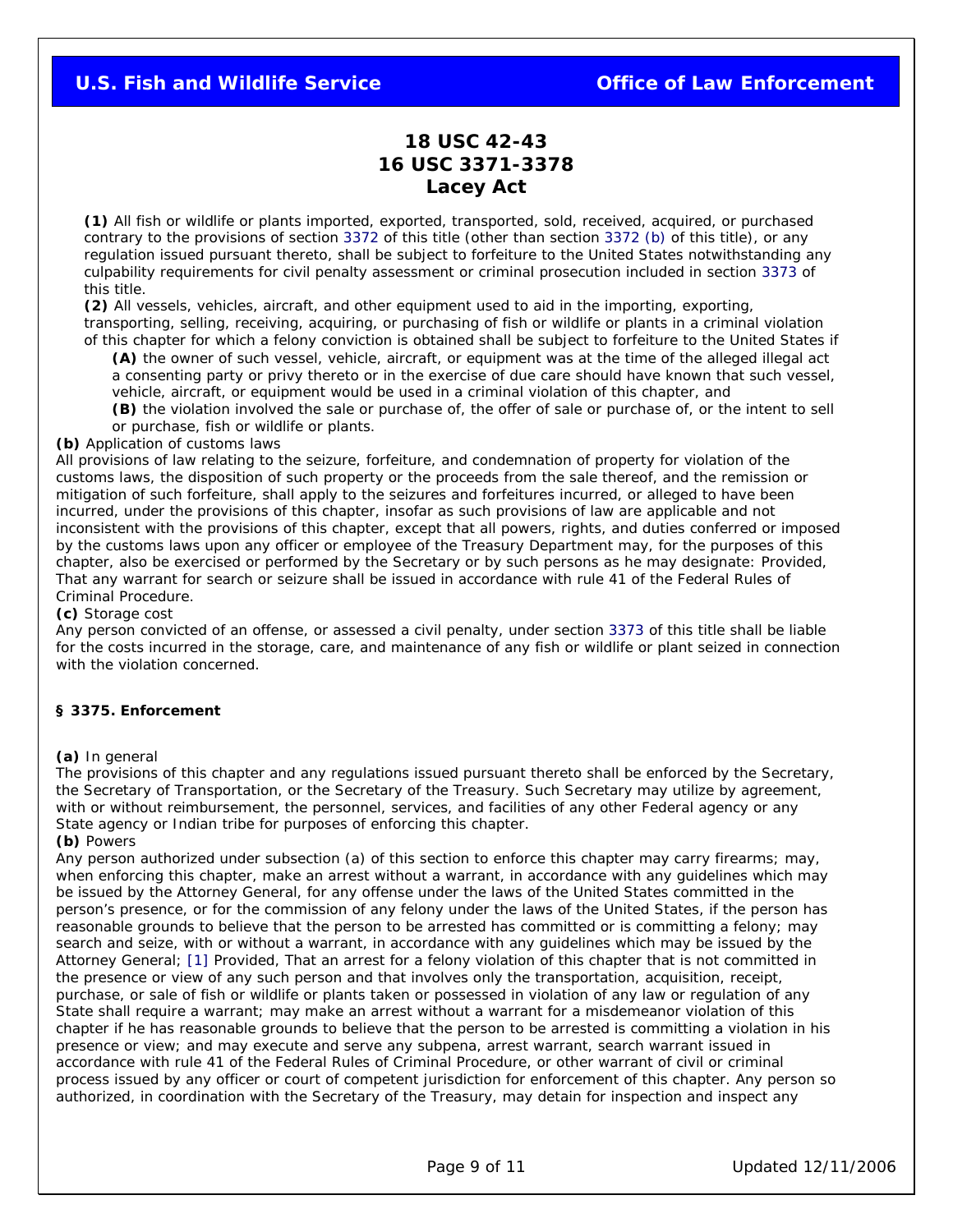# 18 USC 42-43
# 16 USC 3371-3378
# Lacey Act

**(1)** All fish or wildlife or plants imported, exported, transported, sold, received, acquired, or purchased contrary to the provisions of section 3372 of this title (other than section 3372 (b) of this title), or any regulation issued pursuant thereto, shall be subject to forfeiture to the United States notwithstanding any culpability requirements for civil penalty assessment or criminal prosecution included in section 3373 of this title.

**(2)** All vessels, vehicles, aircraft, and other equipment used to aid in the importing, exporting, transporting, selling, receiving, acquiring, or purchasing of fish or wildlife or plants in a criminal violation of this chapter for which a felony conviction is obtained shall be subject to forfeiture to the United States if

**(A)** the owner of such vessel, vehicle, aircraft, or equipment was at the time of the alleged illegal act a consenting party or privy thereto or in the exercise of due care should have known that such vessel, vehicle, aircraft, or equipment would be used in a criminal violation of this chapter, and

**(B)** the violation involved the sale or purchase of, the offer of sale or purchase of, or the intent to sell or purchase, fish or wildlife or plants.

**(b)** Application of customs laws

All provisions of law relating to the seizure, forfeiture, and condemnation of property for violation of the customs laws, the disposition of such property or the proceeds from the sale thereof, and the remission or mitigation of such forfeiture, shall apply to the seizures and forfeitures incurred, or alleged to have been incurred, under the provisions of this chapter, insofar as such provisions of law are applicable and not inconsistent with the provisions of this chapter, except that all powers, rights, and duties conferred or imposed by the customs laws upon any officer or employee of the Treasury Department may, for the purposes of this chapter, also be exercised or performed by the Secretary or by such persons as he may designate: Provided, That any warrant for search or seizure shall be issued in accordance with rule 41 of the Federal Rules of Criminal Procedure.

**(c)** Storage cost

Any person convicted of an offense, or assessed a civil penalty, under section 3373 of this title shall be liable for the costs incurred in the storage, care, and maintenance of any fish or wildlife or plant seized in connection with the violation concerned.

**§ 3375. Enforcement**

**(a)** In general

The provisions of this chapter and any regulations issued pursuant thereto shall be enforced by the Secretary, the Secretary of Transportation, or the Secretary of the Treasury. Such Secretary may utilize by agreement, with or without reimbursement, the personnel, services, and facilities of any other Federal agency or any State agency or Indian tribe for purposes of enforcing this chapter.

**(b)** Powers

Any person authorized under subsection (a) of this section to enforce this chapter may carry firearms; may, when enforcing this chapter, make an arrest without a warrant, in accordance with any guidelines which may be issued by the Attorney General, for any offense under the laws of the United States committed in the person's presence, or for the commission of any felony under the laws of the United States, if the person has reasonable grounds to believe that the person to be arrested has committed or is committing a felony; may search and seize, with or without a warrant, in accordance with any guidelines which may be issued by the Attorney General; [1] Provided, That an arrest for a felony violation of this chapter that is not committed in the presence or view of any such person and that involves only the transportation, acquisition, receipt, purchase, or sale of fish or wildlife or plants taken or possessed in violation of any law or regulation of any State shall require a warrant; may make an arrest without a warrant for a misdemeanor violation of this chapter if he has reasonable grounds to believe that the person to be arrested is committing a violation in his presence or view; and may execute and serve any subpena, arrest warrant, search warrant issued in accordance with rule 41 of the Federal Rules of Criminal Procedure, or other warrant of civil or criminal process issued by any officer or court of competent jurisdiction for enforcement of this chapter. Any person so authorized, in coordination with the Secretary of the Treasury, may detain for inspection and inspect any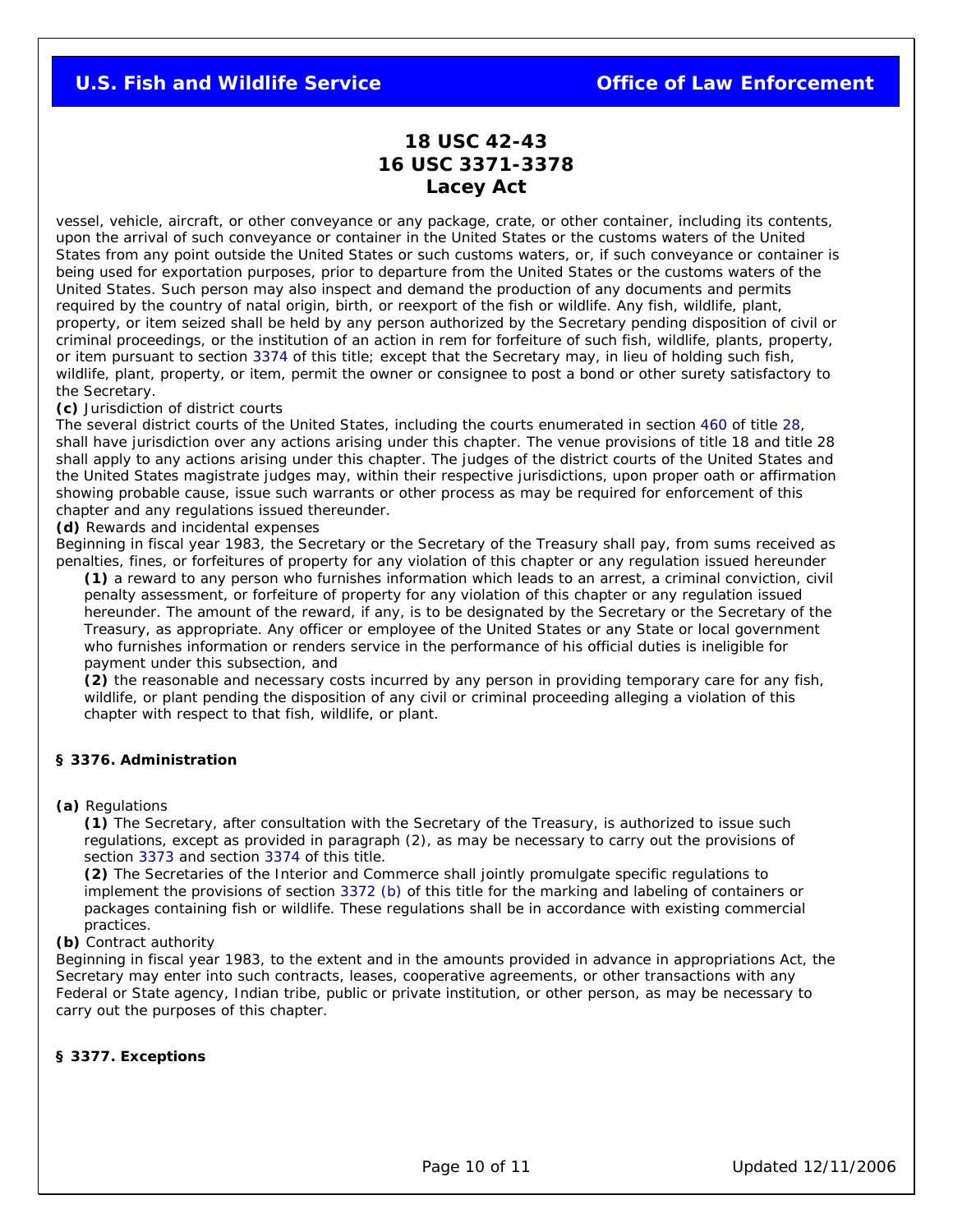vessel, vehicle, aircraft, or other conveyance or any package, crate, or other container, including its contents, upon the arrival of such conveyance or container in the United States or the customs waters of the United States from any point outside the United States or such customs waters, or, if such conveyance or container is being used for exportation purposes, prior to departure from the United States or the customs waters of the United States. Such person may also inspect and demand the production of any documents and permits required by the country of natal origin, birth, or reexport of the fish or wildlife. Any fish, wildlife, plant, property, or item seized shall be held by any person authorized by the Secretary pending disposition of civil or criminal proceedings, or the institution of an action in rem for forfeiture of such fish, wildlife, plants, property, or item pursuant to section 3374 of this title; except that the Secretary may, in lieu of holding such fish, wildlife, plant, property, or item, permit the owner or consignee to post a bond or other surety satisfactory to the Secretary.

**(c)** Jurisdiction of district courts

The several district courts of the United States, including the courts enumerated in section 460 of title 28, shall have jurisdiction over any actions arising under this chapter. The venue provisions of title 18 and title 28 shall apply to any actions arising under this chapter. The judges of the district courts of the United States and the United States magistrate judges may, within their respective jurisdictions, upon proper oath or affirmation showing probable cause, issue such warrants or other process as may be required for enforcement of this chapter and any regulations issued thereunder.

**(d)** Rewards and incidental expenses

Beginning in fiscal year 1983, the Secretary or the Secretary of the Treasury shall pay, from sums received as penalties, fines, or forfeitures of property for any violation of this chapter or any regulation issued hereunder

**(1)** a reward to any person who furnishes information which leads to an arrest, a criminal conviction, civil penalty assessment, or forfeiture of property for any violation of this chapter or any regulation issued hereunder. The amount of the reward, if any, is to be designated by the Secretary or the Secretary of the Treasury, as appropriate. Any officer or employee of the United States or any State or local government who furnishes information or renders service in the performance of his official duties is ineligible for payment under this subsection, and

**(2)** the reasonable and necessary costs incurred by any person in providing temporary care for any fish, wildlife, or plant pending the disposition of any civil or criminal proceeding alleging a violation of this chapter with respect to that fish, wildlife, or plant.

### § 3376. Administration

**(a)** Regulations

**(1)** The Secretary, after consultation with the Secretary of the Treasury, is authorized to issue such regulations, except as provided in paragraph (2), as may be necessary to carry out the provisions of section 3373 and section 3374 of this title.

**(2)** The Secretaries of the Interior and Commerce shall jointly promulgate specific regulations to implement the provisions of section 3372 (b) of this title for the marking and labeling of containers or packages containing fish or wildlife. These regulations shall be in accordance with existing commercial practices.

**(b)** Contract authority

Beginning in fiscal year 1983, to the extent and in the amounts provided in advance in appropriations Act, the Secretary may enter into such contracts, leases, cooperative agreements, or other transactions with any Federal or State agency, Indian tribe, public or private institution, or other person, as may be necessary to carry out the purposes of this chapter.

### § 3377. Exceptions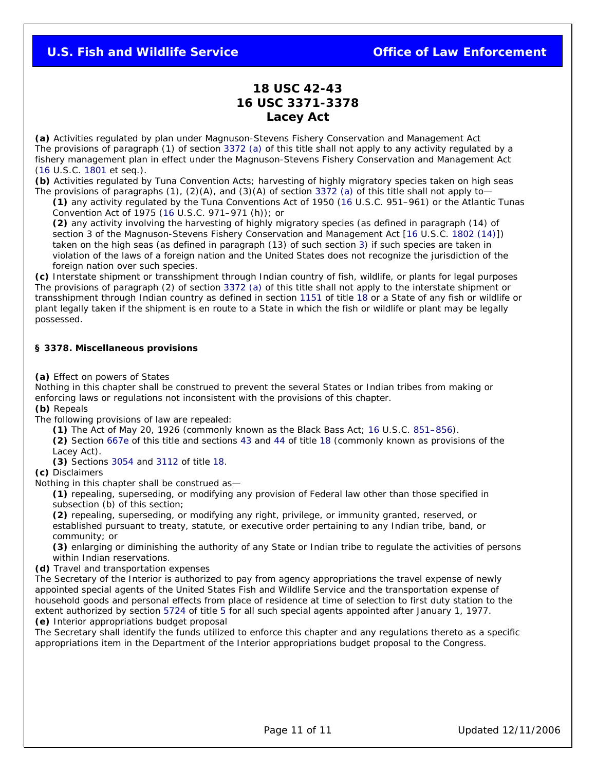# 18 USC 42-43
# 16 USC 3371-3378
# Lacey Act

**(a)** Activities regulated by plan under Magnuson-Stevens Fishery Conservation and Management Act
The provisions of paragraph (1) of section 3372 (a) of this title shall not apply to any activity regulated by a fishery management plan in effect under the Magnuson-Stevens Fishery Conservation and Management Act (16 U.S.C. 1801 et seq.).

**(b)** Activities regulated by Tuna Convention Acts; harvesting of highly migratory species taken on high seas
The provisions of paragraphs (1), (2)(A), and (3)(A) of section 3372 (a) of this title shall not apply to—

> **(1)** any activity regulated by the Tuna Conventions Act of 1950 (16 U.S.C. 951–961) or the Atlantic Tunas Convention Act of 1975 (16 U.S.C. 971–971 (h)); or
>
> **(2)** any activity involving the harvesting of highly migratory species (as defined in paragraph (14) of section 3 of the Magnuson-Stevens Fishery Conservation and Management Act [16 U.S.C. 1802 (14)]) taken on the high seas (as defined in paragraph (13) of such section 3) if such species are taken in violation of the laws of a foreign nation and the United States does not recognize the jurisdiction of the foreign nation over such species.

**(c)** Interstate shipment or transshipment through Indian country of fish, wildlife, or plants for legal purposes
The provisions of paragraph (2) of section 3372 (a) of this title shall not apply to the interstate shipment or transshipment through Indian country as defined in section 1151 of title 18 or a State of any fish or wildlife or plant legally taken if the shipment is en route to a State in which the fish or wildlife or plant may be legally possessed.

#### § 3378. Miscellaneous provisions

**(a)** Effect on powers of States
Nothing in this chapter shall be construed to prevent the several States or Indian tribes from making or enforcing laws or regulations not inconsistent with the provisions of this chapter.

**(b)** Repeals
The following provisions of law are repealed:

> **(1)** The Act of May 20, 1926 (commonly known as the Black Bass Act; 16 U.S.C. 851–856).
>
> **(2)** Section 667e of this title and sections 43 and 44 of title 18 (commonly known as provisions of the Lacey Act).
>
> **(3)** Sections 3054 and 3112 of title 18.

**(c)** Disclaimers
Nothing in this chapter shall be construed as—

> **(1)** repealing, superseding, or modifying any provision of Federal law other than those specified in subsection (b) of this section;
>
> **(2)** repealing, superseding, or modifying any right, privilege, or immunity granted, reserved, or established pursuant to treaty, statute, or executive order pertaining to any Indian tribe, band, or community; or
>
> **(3)** enlarging or diminishing the authority of any State or Indian tribe to regulate the activities of persons within Indian reservations.

**(d)** Travel and transportation expenses
The Secretary of the Interior is authorized to pay from agency appropriations the travel expense of newly appointed special agents of the United States Fish and Wildlife Service and the transportation expense of household goods and personal effects from place of residence at time of selection to first duty station to the extent authorized by section 5724 of title 5 for all such special agents appointed after January 1, 1977.

**(e)** Interior appropriations budget proposal
The Secretary shall identify the funds utilized to enforce this chapter and any regulations thereto as a specific appropriations item in the Department of the Interior appropriations budget proposal to the Congress.